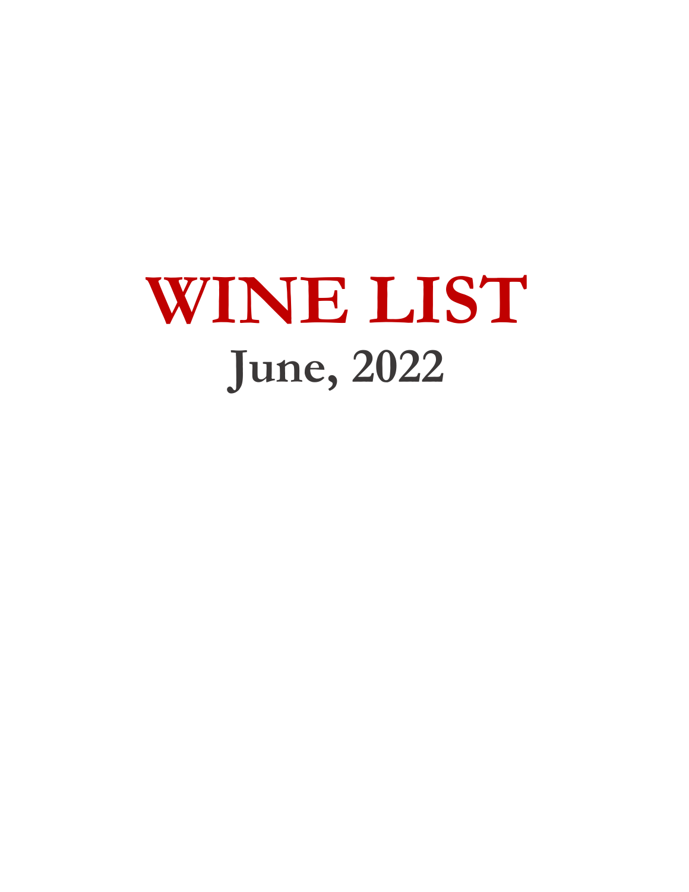# WINE LIST

## June, 2022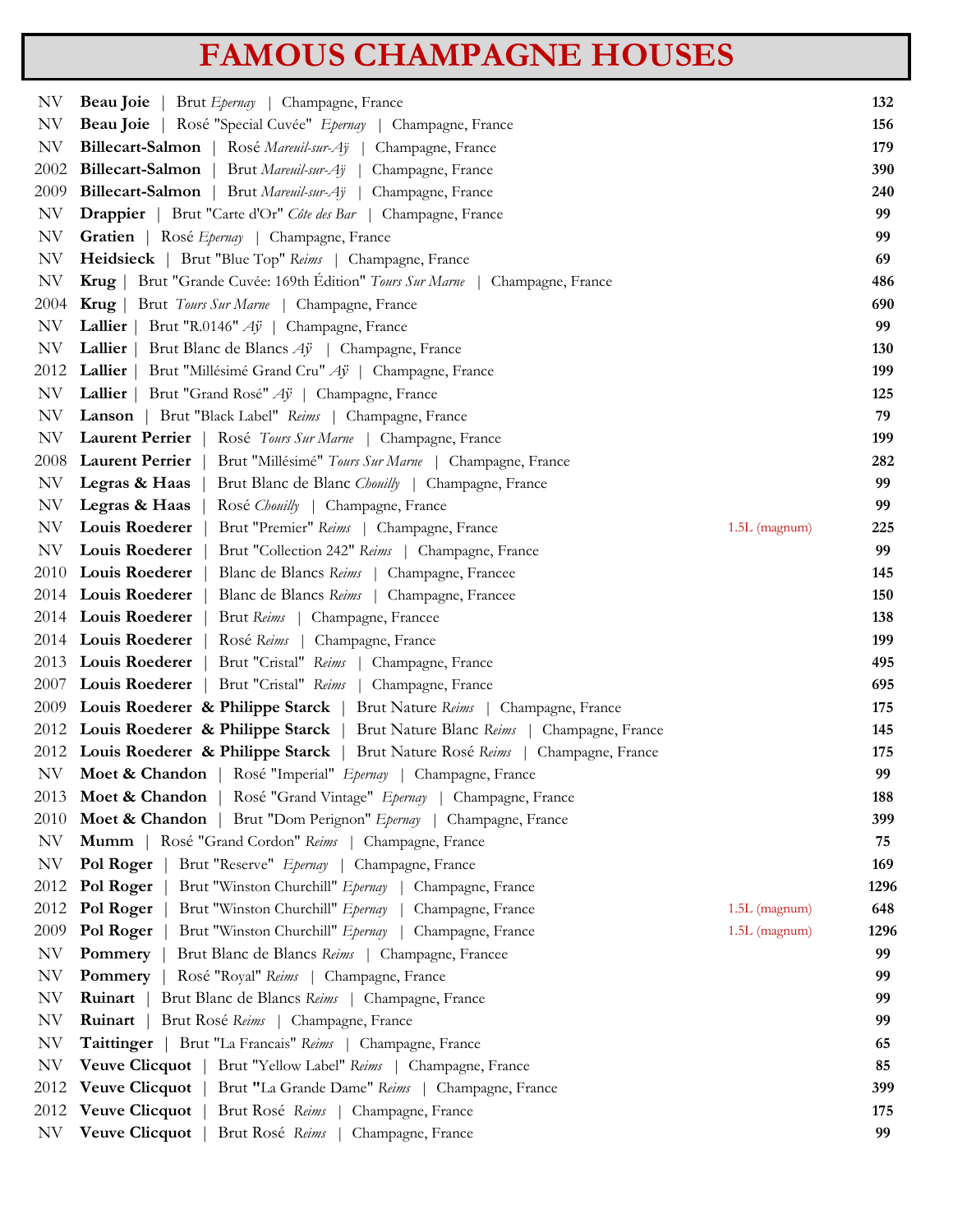# FAMOUS CHAMPAGNE HOUSES

| Vintage | Wine | Size | Price |
|---|---|---|---|
| NV | **Beau Joie** \| Brut *Epernay* \| Champagne, France | | **132** |
| NV | **Beau Joie** \| Rosé "Special Cuvée" *Epernay* \| Champagne, France | | **156** |
| NV | **Billecart-Salmon** \| Rosé *Mareuil-sur-Aÿ* \| Champagne, France | | **179** |
| 2002 | **Billecart-Salmon** \| Brut *Mareuil-sur-Aÿ* \| Champagne, France | | **390** |
| 2009 | **Billecart-Salmon** \| Brut *Mareuil-sur-Aÿ* \| Champagne, France | | **240** |
| NV | **Drappier** \| Brut "Carte d'Or" *Côte des Bar* \| Champagne, France | | **99** |
| NV | **Gratien** \| Rosé *Epernay* \| Champagne, France | | **99** |
| NV | **Heidsieck** \| Brut "Blue Top" *Reims* \| Champagne, France | | **69** |
| NV | **Krug** \| Brut "Grande Cuvée: 169th Édition" *Tours Sur Marne* \| Champagne, France | | **486** |
| 2004 | **Krug** \| Brut *Tours Sur Marne* \| Champagne, France | | **690** |
| NV | **Lallier** \| Brut "R.0146" *Aÿ* \| Champagne, France | | **99** |
| NV | **Lallier** \| Brut Blanc de Blancs *Aÿ* \| Champagne, France | | **130** |
| 2012 | **Lallier** \| Brut "Millésimé Grand Cru" *Aÿ* \| Champagne, France | | **199** |
| NV | **Lallier** \| Brut "Grand Rosé" *Aÿ* \| Champagne, France | | **125** |
| NV | **Lanson** \| Brut "Black Label" *Reims* \| Champagne, France | | **79** |
| NV | **Laurent Perrier** \| Rosé *Tours Sur Marne* \| Champagne, France | | **199** |
| 2008 | **Laurent Perrier** \| Brut "Millésimé" *Tours Sur Marne* \| Champagne, France | | **282** |
| NV | **Legras & Haas** \| Brut Blanc de Blanc *Chouilly* \| Champagne, France | | **99** |
| NV | **Legras & Haas** \| Rosé *Chouilly* \| Champagne, France | | **99** |
| NV | **Louis Roederer** \| Brut "Premier" *Reims* \| Champagne, France | 1.5L (magnum) | **225** |
| NV | **Louis Roederer** \| Brut "Collection 242" *Reims* \| Champagne, France | | **99** |
| 2010 | **Louis Roederer** \| Blanc de Blancs *Reims* \| Champagne, Francee | | **145** |
| 2014 | **Louis Roederer** \| Blanc de Blancs *Reims* \| Champagne, Francee | | **150** |
| 2014 | **Louis Roederer** \| Brut *Reims* \| Champagne, Francee | | **138** |
| 2014 | **Louis Roederer** \| Rosé *Reims* \| Champagne, France | | **199** |
| 2013 | **Louis Roederer** \| Brut "Cristal" *Reims* \| Champagne, France | | **495** |
| 2007 | **Louis Roederer** \| Brut "Cristal" *Reims* \| Champagne, France | | **695** |
| 2009 | **Louis Roederer & Philippe Starck** \| Brut Nature *Reims* \| Champagne, France | | **175** |
| 2012 | **Louis Roederer & Philippe Starck** \| Brut Nature Blanc *Reims* \| Champagne, France | | **145** |
| 2012 | **Louis Roederer & Philippe Starck** \| Brut Nature Rosé *Reims* \| Champagne, France | | **175** |
| NV | **Moet & Chandon** \| Rosé "Imperial" *Epernay* \| Champagne, France | | **99** |
| 2013 | **Moet & Chandon** \| Rosé "Grand Vintage" *Epernay* \| Champagne, France | | **188** |
| 2010 | **Moet & Chandon** \| Brut "Dom Perignon" *Epernay* \| Champagne, France | | **399** |
| NV | **Mumm** \| Rosé "Grand Cordon" *Reims* \| Champagne, France | | **75** |
| NV | **Pol Roger** \| Brut "Reserve" *Epernay* \| Champagne, France | | **169** |
| 2012 | **Pol Roger** \| Brut "Winston Churchill" *Epernay* \| Champagne, France | | **1296** |
| 2012 | **Pol Roger** \| Brut "Winston Churchill" *Epernay* \| Champagne, France | 1.5L (magnum) | **648** |
| 2009 | **Pol Roger** \| Brut "Winston Churchill" *Epernay* \| Champagne, France | 1.5L (magnum) | **1296** |
| NV | **Pommery** \| Brut Blanc de Blancs *Reims* \| Champagne, Francee | | **99** |
| NV | **Pommery** \| Rosé "Royal" *Reims* \| Champagne, France | | **99** |
| NV | **Ruinart** \| Brut Blanc de Blancs *Reims* \| Champagne, France | | **99** |
| NV | **Ruinart** \| Brut Rosé *Reims* \| Champagne, France | | **99** |
| NV | **Taittinger** \| Brut "La Francais" *Reims* \| Champagne, France | | **65** |
| NV | **Veuve Clicquot** \| Brut "Yellow Label" *Reims* \| Champagne, France | | **85** |
| 2012 | **Veuve Clicquot** \| Brut "La Grande Dame" *Reims* \| Champagne, France | | **399** |
| 2012 | **Veuve Clicquot** \| Brut Rosé *Reims* \| Champagne, France | | **175** |
| NV | **Veuve Clicquot** \| Brut Rosé *Reims* \| Champagne, France | | **99** |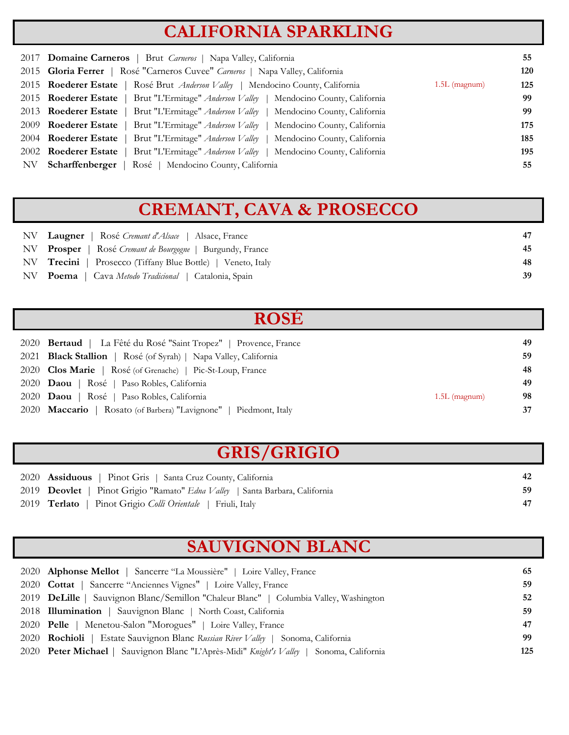# CALIFORNIA SPARKLING

| | | | |
|---|---|---|---|
| 2017 | **Domaine Carneros** \| Brut *Carneros* \| Napa Valley, California | | **55** |
| 2015 | **Gloria Ferrer** \| Rosé "Carneros Cuvee" *Carneros* \| Napa Valley, California | | **120** |
| 2015 | **Roederer Estate** \| Rosé Brut *Anderson Valley* \| Mendocino County, California | 1.5L (magnum) | **125** |
| 2015 | **Roederer Estate** \| Brut "L'Ermitage" *Anderson Valley* \| Mendocino County, California | | **99** |
| 2013 | **Roederer Estate** \| Brut "L'Ermitage" *Anderson Valley* \| Mendocino County, California | | **99** |
| 2009 | **Roederer Estate** \| Brut "L'Ermitage" *Anderson Valley* \| Mendocino County, California | | **175** |
| 2004 | **Roederer Estate** \| Brut "L'Ermitage" *Anderson Valley* \| Mendocino County, California | | **185** |
| 2002 | **Roederer Estate** \| Brut "L'Ermitage" *Anderson Valley* \| Mendocino County, California | | **195** |
| NV | **Scharffenberger** \| Rosé \| Mendocino County, California | | **55** |

# CREMANT, CAVA & PROSECCO

| | | |
|---|---|---|
| NV | **Laugner** \| Rosé *Cremant d'Alsace* \| Alsace, France | **47** |
| NV | **Prosper** \| Rosé *Cremant de Bourgogne* \| Burgundy, France | **45** |
| NV | **Trecini** \| Prosecco (Tiffany Blue Bottle) \| Veneto, Italy | **48** |
| NV | **Poema** \| Cava *Metodo Tradicional* \| Catalonia, Spain | **39** |

# ROSÉ

| | | | |
|---|---|---|---|
| 2020 | **Bertaud** \| La Fêté du Rosé "Saint Tropez" \| Provence, France | | **49** |
| 2021 | **Black Stallion** \| Rosé (of Syrah) \| Napa Valley, California | | **59** |
| 2020 | **Clos Marie** \| Rosé (of Grenache) \| Pic-St-Loup, France | | **48** |
| 2020 | **Daou** \| Rosé \| Paso Robles, California | | **49** |
| 2020 | **Daou** \| Rosé \| Paso Robles, California | 1.5L (magnum) | **98** |
| 2020 | **Maccario** \| Rosato (of Barbera) "Lavignone" \| Piedmont, Italy | | **37** |

# GRIS/GRIGIO

| | | |
|---|---|---|
| 2020 | **Assiduous** \| Pinot Gris \| Santa Cruz County, California | **42** |
| 2019 | **Deovlet** \| Pinot Grigio "Ramato" *Edna Valley* \| Santa Barbara, California | **59** |
| 2019 | **Terlato** \| Pinot Grigio *Colli Orientale* \| Friuli, Italy | **47** |

# SAUVIGNON BLANC

| | | |
|---|---|---|
| 2020 | **Alphonse Mellot** \| Sancerre "La Moussière" \| Loire Valley, France | **65** |
| 2020 | **Cottat** \| Sancerre "Anciennes Vignes" \| Loire Valley, France | **59** |
| 2019 | **DeLille** \| Sauvignon Blanc/Semillon "Chaleur Blanc" \| Columbia Valley, Washington | **52** |
| 2018 | **Illumination** \| Sauvignon Blanc \| North Coast, California | **59** |
| 2020 | **Pelle** \| Menetou-Salon "Morogues" \| Loire Valley, France | **47** |
| 2020 | **Rochioli** \| Estate Sauvignon Blanc *Russian River Valley* \| Sonoma, California | **99** |
| 2020 | **Peter Michael** \| Sauvignon Blanc "L'Après-Midi" *Knight's Valley* \| Sonoma, California | **125** |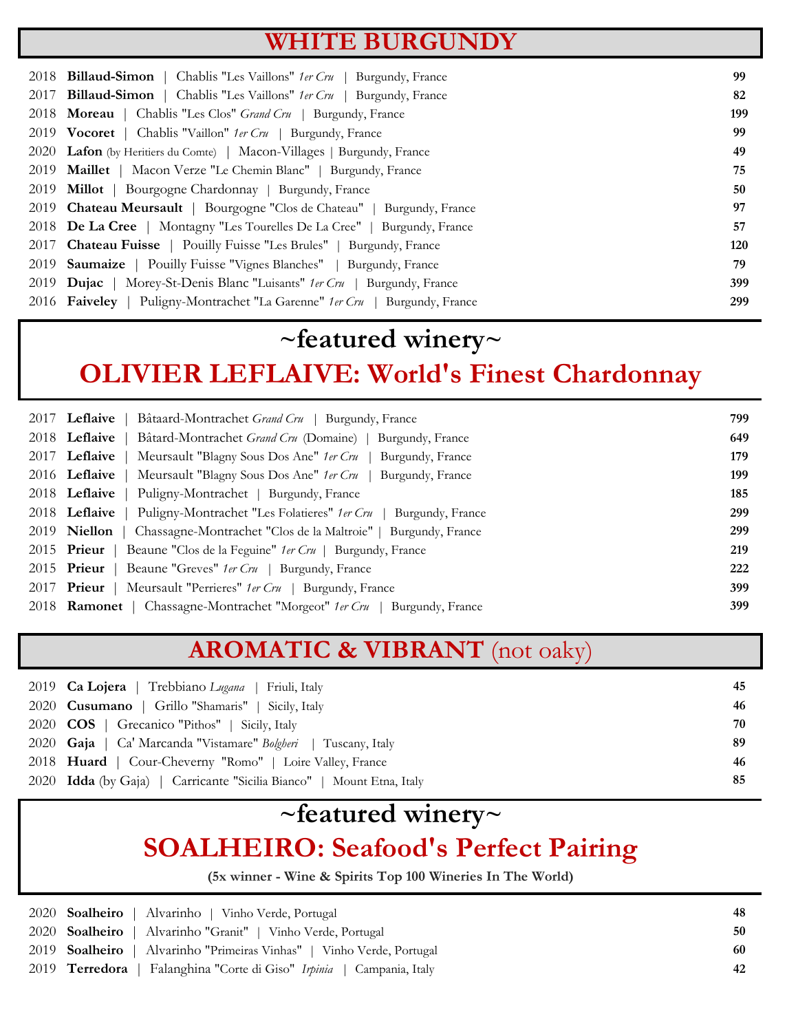# WHITE BURGUNDY

| Year | Wine | Price |
|---|---|---|
| 2018 | **Billaud-Simon** \| Chablis "Les Vaillons" *1er Cru* \| Burgundy, France | **99** |
| 2017 | **Billaud-Simon** \| Chablis "Les Vaillons" *1er Cru* \| Burgundy, France | **82** |
| 2018 | **Moreau** \| Chablis "Les Clos" *Grand Cru* \| Burgundy, France | **199** |
| 2019 | **Vocoret** \| Chablis "Vaillon" *1er Cru* \| Burgundy, France | **99** |
| 2020 | **Lafon** (by Heritiers du Comte) \| Macon-Villages \| Burgundy, France | **49** |
| 2019 | **Maillet** \| Macon Verze "Le Chemin Blanc" \| Burgundy, France | **75** |
| 2019 | **Millot** \| Bourgogne Chardonnay \| Burgundy, France | **50** |
| 2019 | **Chateau Meursault** \| Bourgogne "Clos de Chateau" \| Burgundy, France | **97** |
| 2018 | **De La Cree** \| Montagny "Les Tourelles De La Cree" \| Burgundy, France | **57** |
| 2017 | **Chateau Fuisse** \| Pouilly Fuisse "Les Brules" \| Burgundy, France | **120** |
| 2019 | **Saumaize** \| Pouilly Fuisse "Vignes Blanches" \| Burgundy, France | **79** |
| 2019 | **Dujac** \| Morey-St-Denis Blanc "Luisants" *1er Cru* \| Burgundy, France | **399** |
| 2016 | **Faiveley** \| Puligny-Montrachet "La Garenne" *1er Cru* \| Burgundy, France | **299** |

## ~featured winery~
## OLIVIER LEFLAIVE: World's Finest Chardonnay

| Year | Wine | Price |
|---|---|---|
| 2017 | **Leflaive** \| Bâtaard-Montrachet *Grand Cru* \| Burgundy, France | **799** |
| 2018 | **Leflaive** \| Bâtard-Montrachet *Grand Cru* (Domaine) \| Burgundy, France | **649** |
| 2017 | **Leflaive** \| Meursault "Blagny Sous Dos Ane" *1er Cru* \| Burgundy, France | **179** |
| 2016 | **Leflaive** \| Meursault "Blagny Sous Dos Ane" *1er Cru* \| Burgundy, France | **199** |
| 2018 | **Leflaive** \| Puligny-Montrachet \| Burgundy, France | **185** |
| 2018 | **Leflaive** \| Puligny-Montrachet "Les Folatieres" *1er Cru* \| Burgundy, France | **299** |
| 2019 | **Niellon** \| Chassagne-Montrachet "Clos de la Maltroie" \| Burgundy, France | **299** |
| 2015 | **Prieur** \| Beaune "Clos de la Feguine" *1er Cru* \| Burgundy, France | **219** |
| 2015 | **Prieur** \| Beaune "Greves" *1er Cru* \| Burgundy, France | **222** |
| 2017 | **Prieur** \| Meursault "Perrieres" *1er Cru* \| Burgundy, France | **399** |
| 2018 | **Ramonet** \| Chassagne-Montrachet "Morgeot" *1er Cru* \| Burgundy, France | **399** |

# AROMATIC & VIBRANT (not oaky)

| Year | Wine | Price |
|---|---|---|
| 2019 | **Ca Lojera** \| Trebbiano *Lugana* \| Friuli, Italy | **45** |
| 2020 | **Cusumano** \| Grillo "Shamaris" \| Sicily, Italy | **46** |
| 2020 | **COS** \| Grecanico "Pithos" \| Sicily, Italy | **70** |
| 2020 | **Gaja** \| Ca' Marcanda "Vistamare" *Bolgheri* \| Tuscany, Italy | **89** |
| 2018 | **Huard** \| Cour-Cheverny "Romo" \| Loire Valley, France | **46** |
| 2020 | **Idda** (by Gaja) \| Carricante "Sicilia Bianco" \| Mount Etna, Italy | **85** |

## ~featured winery~
## SOALHEIRO: Seafood's Perfect Pairing

**(5x winner - Wine & Spirits Top 100 Wineries In The World)**

| Year | Wine | Price |
|---|---|---|
| 2020 | **Soalheiro** \| Alvarinho \| Vinho Verde, Portugal | **48** |
| 2020 | **Soalheiro** \| Alvarinho "Granit" \| Vinho Verde, Portugal | **50** |
| 2019 | **Soalheiro** \| Alvarinho "Primeiras Vinhas" \| Vinho Verde, Portugal | **60** |
| 2019 | **Terredora** \| Falanghina "Corte di Giso" *Irpinia* \| Campania, Italy | **42** |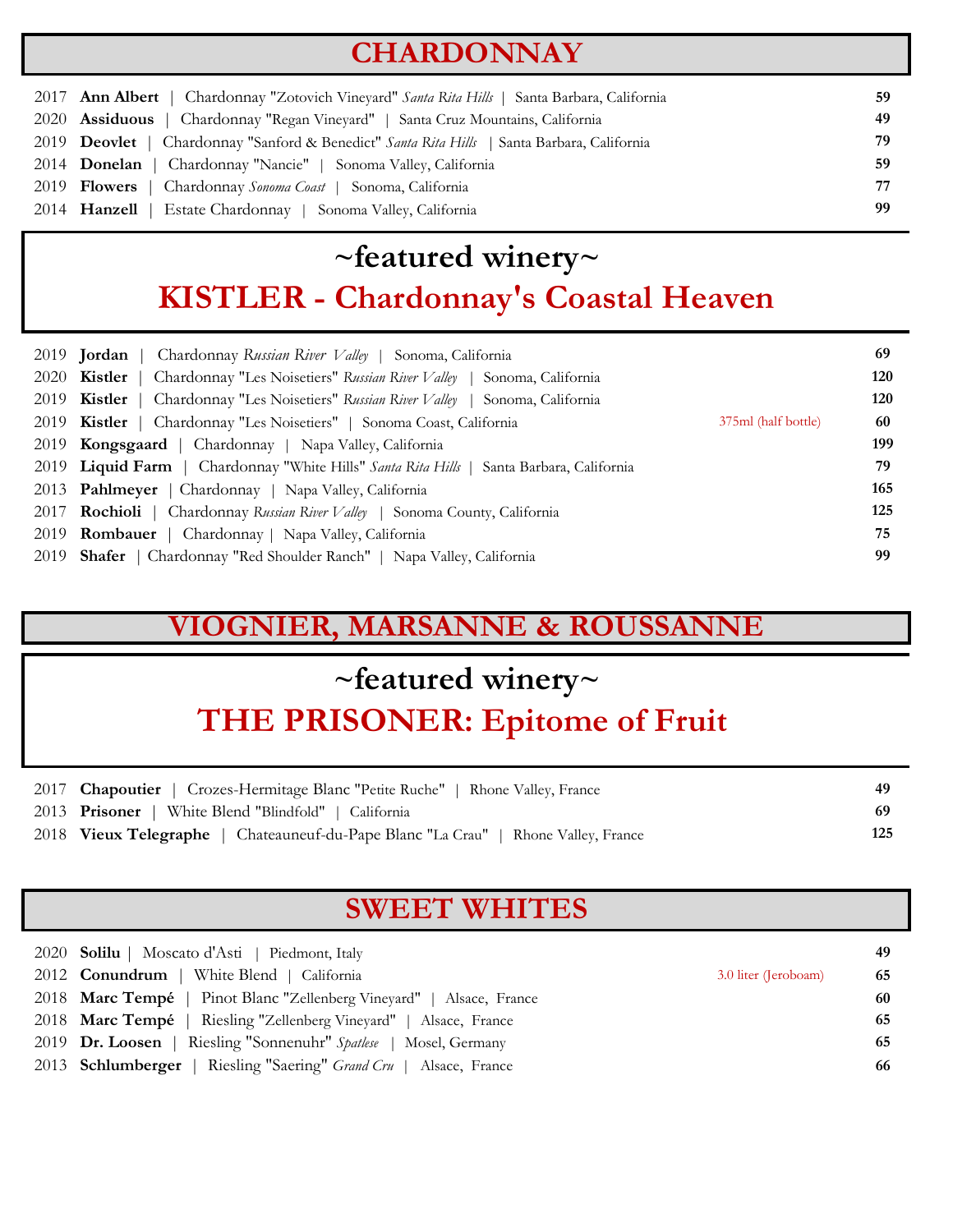# CHARDONNAY

| | | |
|---|---|---|
| 2017 | **Ann Albert** \| Chardonnay "Zotovich Vineyard" *Santa Rita Hills* \| Santa Barbara, California | **59** |
| 2020 | **Assiduous** \| Chardonnay "Regan Vineyard" \| Santa Cruz Mountains, California | **49** |
| 2019 | **Deovlet** \| Chardonnay "Sanford & Benedict" *Santa Rita Hills* \| Santa Barbara, California | **79** |
| 2014 | **Donelan** \| Chardonnay "Nancie" \| Sonoma Valley, California | **59** |
| 2019 | **Flowers** \| Chardonnay *Sonoma Coast* \| Sonoma, California | **77** |
| 2014 | **Hanzell** \| Estate Chardonnay \| Sonoma Valley, California | **99** |

## ~featured winery~
## KISTLER - Chardonnay's Coastal Heaven

| | | | |
|---|---|---|---|
| 2019 | **Jordan** \| Chardonnay *Russian River Valley* \| Sonoma, California | | **69** |
| 2020 | **Kistler** \| Chardonnay "Les Noisetiers" *Russian River Valley* \| Sonoma, California | | **120** |
| 2019 | **Kistler** \| Chardonnay "Les Noisetiers" *Russian River Valley* \| Sonoma, California | | **120** |
| 2019 | **Kistler** \| Chardonnay "Les Noisetiers" \| Sonoma Coast, California | 375ml (half bottle) | **60** |
| 2019 | **Kongsgaard** \| Chardonnay \| Napa Valley, California | | **199** |
| 2019 | **Liquid Farm** \| Chardonnay "White Hills" *Santa Rita Hills* \| Santa Barbara, California | | **79** |
| 2013 | **Pahlmeyer** \| Chardonnay \| Napa Valley, California | | **165** |
| 2017 | **Rochioli** \| Chardonnay *Russian River Valley* \| Sonoma County, California | | **125** |
| 2019 | **Rombauer** \| Chardonnay \| Napa Valley, California | | **75** |
| 2019 | **Shafer** \| Chardonnay "Red Shoulder Ranch" \| Napa Valley, California | | **99** |

# VIOGNIER, MARSANNE & ROUSSANNE

## ~featured winery~
## THE PRISONER: Epitome of Fruit

| | | |
|---|---|---|
| 2017 | **Chapoutier** \| Crozes-Hermitage Blanc "Petite Ruche" \| Rhone Valley, France | **49** |
| 2013 | **Prisoner** \| White Blend "Blindfold" \| California | **69** |
| 2018 | **Vieux Telegraphe** \| Chateauneuf-du-Pape Blanc "La Crau" \| Rhone Valley, France | **125** |

# SWEET WHITES

| | | | |
|---|---|---|---|
| 2020 | **Solilu** \| Moscato d'Asti \| Piedmont, Italy | | **49** |
| 2012 | **Conundrum** \| White Blend \| California | 3.0 liter (Jeroboam) | **65** |
| 2018 | **Marc Tempé** \| Pinot Blanc "Zellenberg Vineyard" \| Alsace, France | | **60** |
| 2018 | **Marc Tempé** \| Riesling "Zellenberg Vineyard" \| Alsace, France | | **65** |
| 2019 | **Dr. Loosen** \| Riesling "Sonnenuhr" *Spatlese* \| Mosel, Germany | | **65** |
| 2013 | **Schlumberger** \| Riesling "Saering" *Grand Cru* \| Alsace, France | | **66** |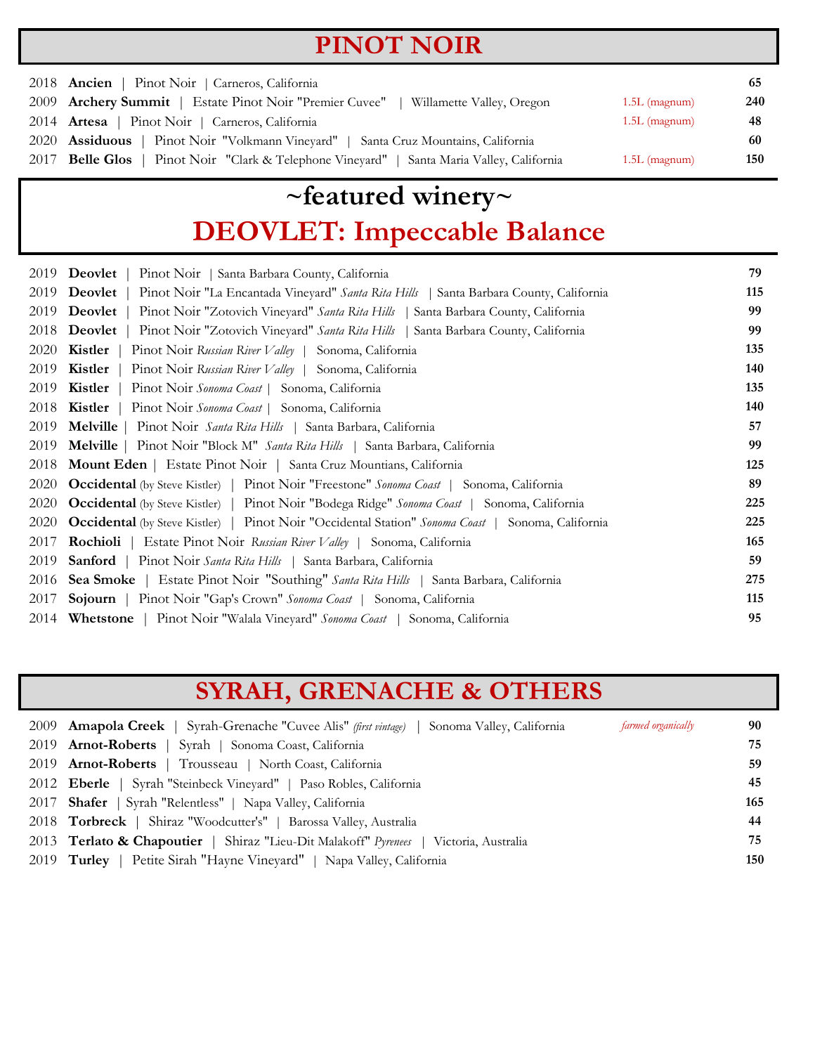# PINOT NOIR

| Vintage | Wine | Size | Price |
|---|---|---|---|
| 2018 | **Ancien** \| Pinot Noir \| Carneros, California | | **65** |
| 2009 | **Archery Summit** \| Estate Pinot Noir "Premier Cuvee" \| Willamette Valley, Oregon | 1.5L (magnum) | **240** |
| 2014 | **Artesa** \| Pinot Noir \| Carneros, California | 1.5L (magnum) | **48** |
| 2020 | **Assiduous** \| Pinot Noir "Volkmann Vineyard" \| Santa Cruz Mountains, California | | **60** |
| 2017 | **Belle Glos** \| Pinot Noir "Clark & Telephone Vineyard" \| Santa Maria Valley, California | 1.5L (magnum) | **150** |

# ~featured winery~
# DEOVLET: Impeccable Balance

| Vintage | Wine | Price |
|---|---|---|
| 2019 | **Deovlet** \| Pinot Noir \| Santa Barbara County, California | **79** |
| 2019 | **Deovlet** \| Pinot Noir "La Encantada Vineyard" *Santa Rita Hills* \| Santa Barbara County, California | **115** |
| 2019 | **Deovlet** \| Pinot Noir "Zotovich Vineyard" *Santa Rita Hills* \| Santa Barbara County, California | **99** |
| 2018 | **Deovlet** \| Pinot Noir "Zotovich Vineyard" *Santa Rita Hills* \| Santa Barbara County, California | **99** |
| 2020 | **Kistler** \| Pinot Noir *Russian River Valley* \| Sonoma, California | **135** |
| 2019 | **Kistler** \| Pinot Noir *Russian River Valley* \| Sonoma, California | **140** |
| 2019 | **Kistler** \| Pinot Noir *Sonoma Coast* \| Sonoma, California | **135** |
| 2018 | **Kistler** \| Pinot Noir *Sonoma Coast* \| Sonoma, California | **140** |
| 2019 | **Melville** \| Pinot Noir *Santa Rita Hills* \| Santa Barbara, California | **57** |
| 2019 | **Melville** \| Pinot Noir "Block M" *Santa Rita Hills* \| Santa Barbara, California | **99** |
| 2018 | **Mount Eden** \| Estate Pinot Noir \| Santa Cruz Mountians, California | **125** |
| 2020 | **Occidental** (by Steve Kistler) \| Pinot Noir "Freestone" *Sonoma Coast* \| Sonoma, California | **89** |
| 2020 | **Occidental** (by Steve Kistler) \| Pinot Noir "Bodega Ridge" *Sonoma Coast* \| Sonoma, California | **225** |
| 2020 | **Occidental** (by Steve Kistler) \| Pinot Noir "Occidental Station" *Sonoma Coast* \| Sonoma, California | **225** |
| 2017 | **Rochioli** \| Estate Pinot Noir *Russian River Valley* \| Sonoma, California | **165** |
| 2019 | **Sanford** \| Pinot Noir *Santa Rita Hills* \| Santa Barbara, California | **59** |
| 2016 | **Sea Smoke** \| Estate Pinot Noir "Southing" *Santa Rita Hills* \| Santa Barbara, California | **275** |
| 2017 | **Sojourn** \| Pinot Noir "Gap's Crown" *Sonoma Coast* \| Sonoma, California | **115** |
| 2014 | **Whetstone** \| Pinot Noir "Walala Vineyard" *Sonoma Coast* \| Sonoma, California | **95** |

# SYRAH, GRENACHE & OTHERS

| Vintage | Wine | Note | Price |
|---|---|---|---|
| 2009 | **Amapola Creek** \| Syrah-Grenache "Cuvee Alis" *(first vintage)* \| Sonoma Valley, California | *farmed organically* | **90** |
| 2019 | **Arnot-Roberts** \| Syrah \| Sonoma Coast, California | | **75** |
| 2019 | **Arnot-Roberts** \| Trousseau \| North Coast, California | | **59** |
| 2012 | **Eberle** \| Syrah "Steinbeck Vineyard" \| Paso Robles, California | | **45** |
| 2017 | **Shafer** \| Syrah "Relentless" \| Napa Valley, California | | **165** |
| 2018 | **Torbreck** \| Shiraz "Woodcutter's" \| Barossa Valley, Australia | | **44** |
| 2013 | **Terlato & Chapoutier** \| Shiraz "Lieu-Dit Malakoff" *Pyrenees* \| Victoria, Australia | | **75** |
| 2019 | **Turley** \| Petite Sirah "Hayne Vineyard" \| Napa Valley, California | | **150** |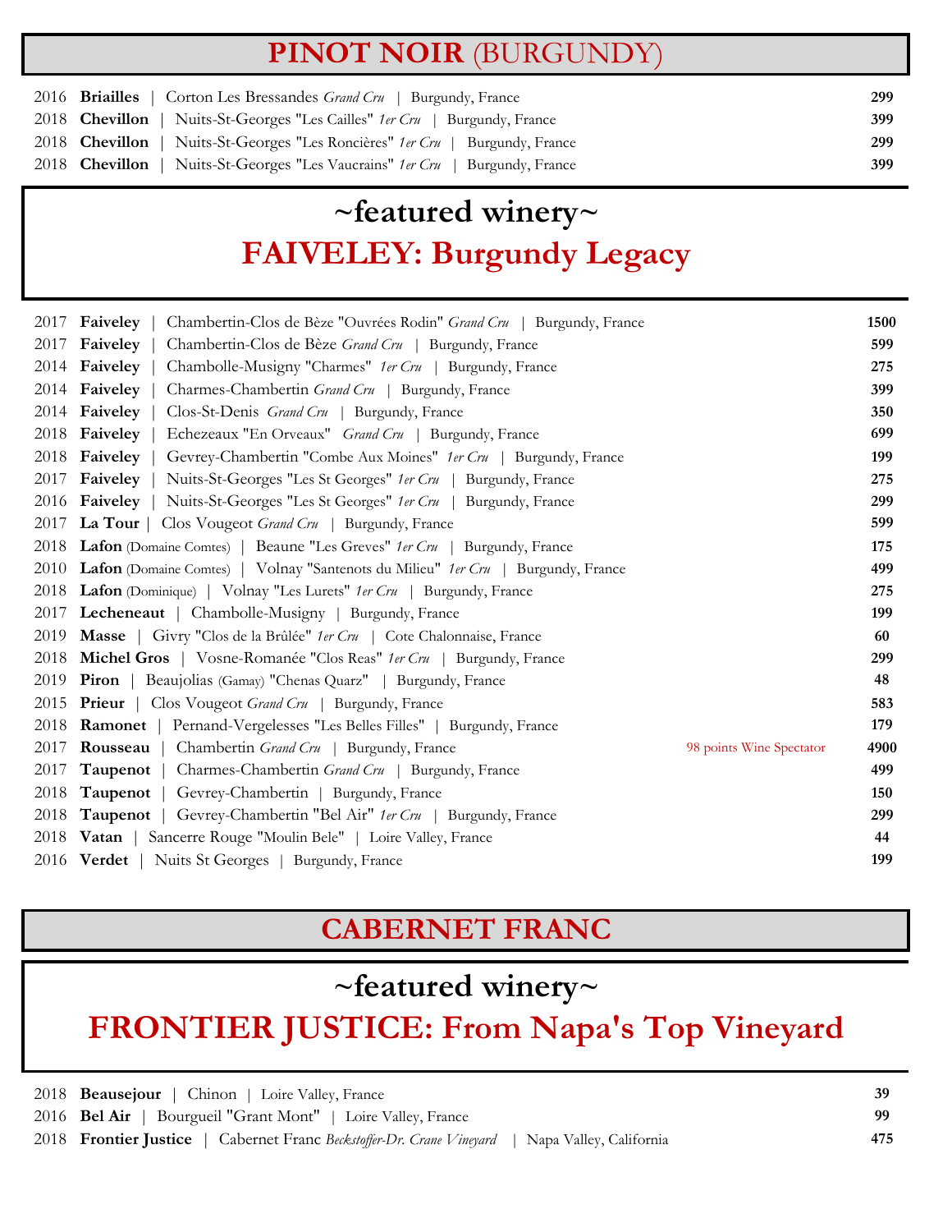# **PINOT NOIR** (BURGUNDY)

2016 **Briailles** | Corton Les Bressandes *Grand Cru* | Burgundy, France **299**
2018 **Chevillon** | Nuits-St-Georges "Les Cailles" *1er Cru* | Burgundy, France **399**
2018 **Chevillon** | Nuits-St-Georges "Les Roncières" *1er Cru* | Burgundy, France **299**
2018 **Chevillon** | Nuits-St-Georges "Les Vaucrains" *1er Cru* | Burgundy, France **399**

## ~featured winery~
## FAIVELEY: Burgundy Legacy

2017 **Faiveley** | Chambertin-Clos de Bèze "Ouvrées Rodin" *Grand Cru* | Burgundy, France **1500**
2017 **Faiveley** | Chambertin-Clos de Bèze *Grand Cru* | Burgundy, France **599**
2014 **Faiveley** | Chambolle-Musigny "Charmes" *1er Cru* | Burgundy, France **275**
2014 **Faiveley** | Charmes-Chambertin *Grand Cru* | Burgundy, France **399**
2014 **Faiveley** | Clos-St-Denis *Grand Cru* | Burgundy, France **350**
2018 **Faiveley** | Echezeaux "En Orveaux" *Grand Cru* | Burgundy, France **699**
2018 **Faiveley** | Gevrey-Chambertin "Combe Aux Moines" *1er Cru* | Burgundy, France **199**
2017 **Faiveley** | Nuits-St-Georges "Les St Georges" *1er Cru* | Burgundy, France **275**
2016 **Faiveley** | Nuits-St-Georges "Les St Georges" *1er Cru* | Burgundy, France **299**
2017 **La Tour** | Clos Vougeot *Grand Cru* | Burgundy, France **599**
2018 **Lafon** (Domaine Comtes) | Beaune "Les Greves" *1er Cru* | Burgundy, France **175**
2010 **Lafon** (Domaine Comtes) | Volnay "Santenots du Milieu" *1er Cru* | Burgundy, France **499**
2018 **Lafon** (Dominique) | Volnay "Les Lurets" *1er Cru* | Burgundy, France **275**
2017 **Lecheneaut** | Chambolle-Musigny | Burgundy, France **199**
2019 **Masse** | Givry "Clos de la Brûlée" *1er Cru* | Cote Chalonnaise, France **60**
2018 **Michel Gros** | Vosne-Romanée "Clos Reas" *1er Cru* | Burgundy, France **299**
2019 **Piron** | Beaujolias (Gamay) "Chenas Quarz" | Burgundy, France **48**
2015 **Prieur** | Clos Vougeot *Grand Cru* | Burgundy, France **583**
2018 **Ramonet** | Pernand-Vergelesses "Les Belles Filles" | Burgundy, France **179**
2017 **Rousseau** | Chambertin *Grand Cru* | Burgundy, France 98 points Wine Spectator **4900**
2017 **Taupenot** | Charmes-Chambertin *Grand Cru* | Burgundy, France **499**
2018 **Taupenot** | Gevrey-Chambertin | Burgundy, France **150**
2018 **Taupenot** | Gevrey-Chambertin "Bel Air" *1er Cru* | Burgundy, France **299**
2018 **Vatan** | Sancerre Rouge "Moulin Bele" | Loire Valley, France **44**
2016 **Verdet** | Nuits St Georges | Burgundy, France **199**

# **CABERNET FRANC**

## ~featured winery~
## FRONTIER JUSTICE: From Napa's Top Vineyard

2018 **Beausejour** | Chinon | Loire Valley, France **39**
2016 **Bel Air** | Bourgueil "Grant Mont" | Loire Valley, France **99**
2018 **Frontier Justice** | Cabernet Franc *Beckstoffer-Dr. Crane Vineyard* | Napa Valley, California **475**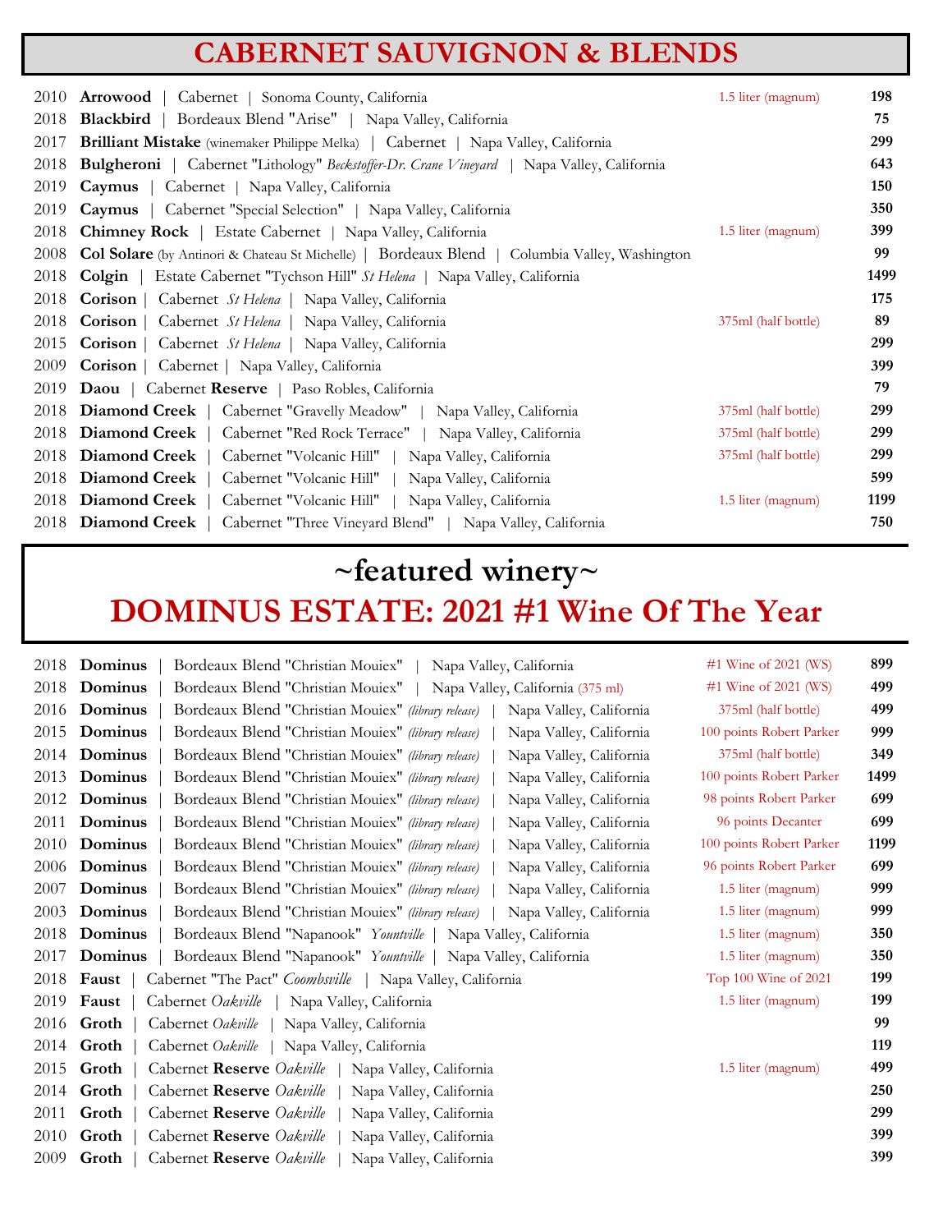# CABERNET SAUVIGNON & BLENDS

| | | | |
|---|---|---|---|
| 2010 | **Arrowood** \| Cabernet \| Sonoma County, California | 1.5 liter (magnum) | **198** |
| 2018 | **Blackbird** \| Bordeaux Blend "Arise" \| Napa Valley, California | | **75** |
| 2017 | **Brilliant Mistake** (winemaker Philippe Melka) \| Cabernet \| Napa Valley, California | | **299** |
| 2018 | **Bulgheroni** \| Cabernet "Lithology" *Beckstoffer-Dr. Crane Vineyard* \| Napa Valley, California | | **643** |
| 2019 | **Caymus** \| Cabernet \| Napa Valley, California | | **150** |
| 2019 | **Caymus** \| Cabernet "Special Selection" \| Napa Valley, California | | **350** |
| 2018 | **Chimney Rock** \| Estate Cabernet \| Napa Valley, California | 1.5 liter (magnum) | **399** |
| 2008 | **Col Solare** (by Antinori & Chateau St Michelle) \| Bordeaux Blend \| Columbia Valley, Washington | | **99** |
| 2018 | **Colgin** \| Estate Cabernet "Tychson Hill" *St Helena* \| Napa Valley, California | | **1499** |
| 2018 | **Corison** \| Cabernet *St Helena* \| Napa Valley, California | | **175** |
| 2018 | **Corison** \| Cabernet *St Helena* \| Napa Valley, California | 375ml (half bottle) | **89** |
| 2015 | **Corison** \| Cabernet *St Helena* \| Napa Valley, California | | **299** |
| 2009 | **Corison** \| Cabernet \| Napa Valley, California | | **399** |
| 2019 | **Daou** \| Cabernet **Reserve** \| Paso Robles, California | | **79** |
| 2018 | **Diamond Creek** \| Cabernet "Gravelly Meadow" \| Napa Valley, California | 375ml (half bottle) | **299** |
| 2018 | **Diamond Creek** \| Cabernet "Red Rock Terrace" \| Napa Valley, California | 375ml (half bottle) | **299** |
| 2018 | **Diamond Creek** \| Cabernet "Volcanic Hill" \| Napa Valley, California | 375ml (half bottle) | **299** |
| 2018 | **Diamond Creek** \| Cabernet "Volcanic Hill" \| Napa Valley, California | | **599** |
| 2018 | **Diamond Creek** \| Cabernet "Volcanic Hill" \| Napa Valley, California | 1.5 liter (magnum) | **1199** |
| 2018 | **Diamond Creek** \| Cabernet "Three Vineyard Blend" \| Napa Valley, California | | **750** |

## ~featured winery~
## DOMINUS ESTATE: 2021 #1 Wine Of The Year

| | | | |
|---|---|---|---|
| 2018 | **Dominus** \| Bordeaux Blend "Christian Mouiex" \| Napa Valley, California | #1 Wine of 2021 (WS) | **899** |
| 2018 | **Dominus** \| Bordeaux Blend "Christian Mouiex" \| Napa Valley, California (375 ml) | #1 Wine of 2021 (WS) | **499** |
| 2016 | **Dominus** \| Bordeaux Blend "Christian Mouiex" *(library release)* \| Napa Valley, California | 375ml (half bottle) | **499** |
| 2015 | **Dominus** \| Bordeaux Blend "Christian Mouiex" *(library release)* \| Napa Valley, California | 100 points Robert Parker | **999** |
| 2014 | **Dominus** \| Bordeaux Blend "Christian Mouiex" *(library release)* \| Napa Valley, California | 375ml (half bottle) | **349** |
| 2013 | **Dominus** \| Bordeaux Blend "Christian Mouiex" *(library release)* \| Napa Valley, California | 100 points Robert Parker | **1499** |
| 2012 | **Dominus** \| Bordeaux Blend "Christian Mouiex" *(library release)* \| Napa Valley, California | 98 points Robert Parker | **699** |
| 2011 | **Dominus** \| Bordeaux Blend "Christian Mouiex" *(library release)* \| Napa Valley, California | 96 points Decanter | **699** |
| 2010 | **Dominus** \| Bordeaux Blend "Christian Mouiex" *(library release)* \| Napa Valley, California | 100 points Robert Parker | **1199** |
| 2006 | **Dominus** \| Bordeaux Blend "Christian Mouiex" *(library release)* \| Napa Valley, California | 96 points Robert Parker | **699** |
| 2007 | **Dominus** \| Bordeaux Blend "Christian Mouiex" *(library release)* \| Napa Valley, California | 1.5 liter (magnum) | **999** |
| 2003 | **Dominus** \| Bordeaux Blend "Christian Mouiex" *(library release)* \| Napa Valley, California | 1.5 liter (magnum) | **999** |
| 2018 | **Dominus** \| Bordeaux Blend "Napanook" *Yountville* \| Napa Valley, California | 1.5 liter (magnum) | **350** |
| 2017 | **Dominus** \| Bordeaux Blend "Napanook" *Yountville* \| Napa Valley, California | 1.5 liter (magnum) | **350** |
| 2018 | **Faust** \| Cabernet "The Pact" *Coombsville* \| Napa Valley, California | Top 100 Wine of 2021 | **199** |
| 2019 | **Faust** \| Cabernet *Oakville* \| Napa Valley, California | 1.5 liter (magnum) | **199** |
| 2016 | **Groth** \| Cabernet *Oakville* \| Napa Valley, California | | **99** |
| 2014 | **Groth** \| Cabernet *Oakville* \| Napa Valley, California | | **119** |
| 2015 | **Groth** \| Cabernet **Reserve** *Oakville* \| Napa Valley, California | 1.5 liter (magnum) | **499** |
| 2014 | **Groth** \| Cabernet **Reserve** *Oakville* \| Napa Valley, California | | **250** |
| 2011 | **Groth** \| Cabernet **Reserve** *Oakville* \| Napa Valley, California | | **299** |
| 2010 | **Groth** \| Cabernet **Reserve** *Oakville* \| Napa Valley, California | | **399** |
| 2009 | **Groth** \| Cabernet **Reserve** *Oakville* \| Napa Valley, California | | **399** |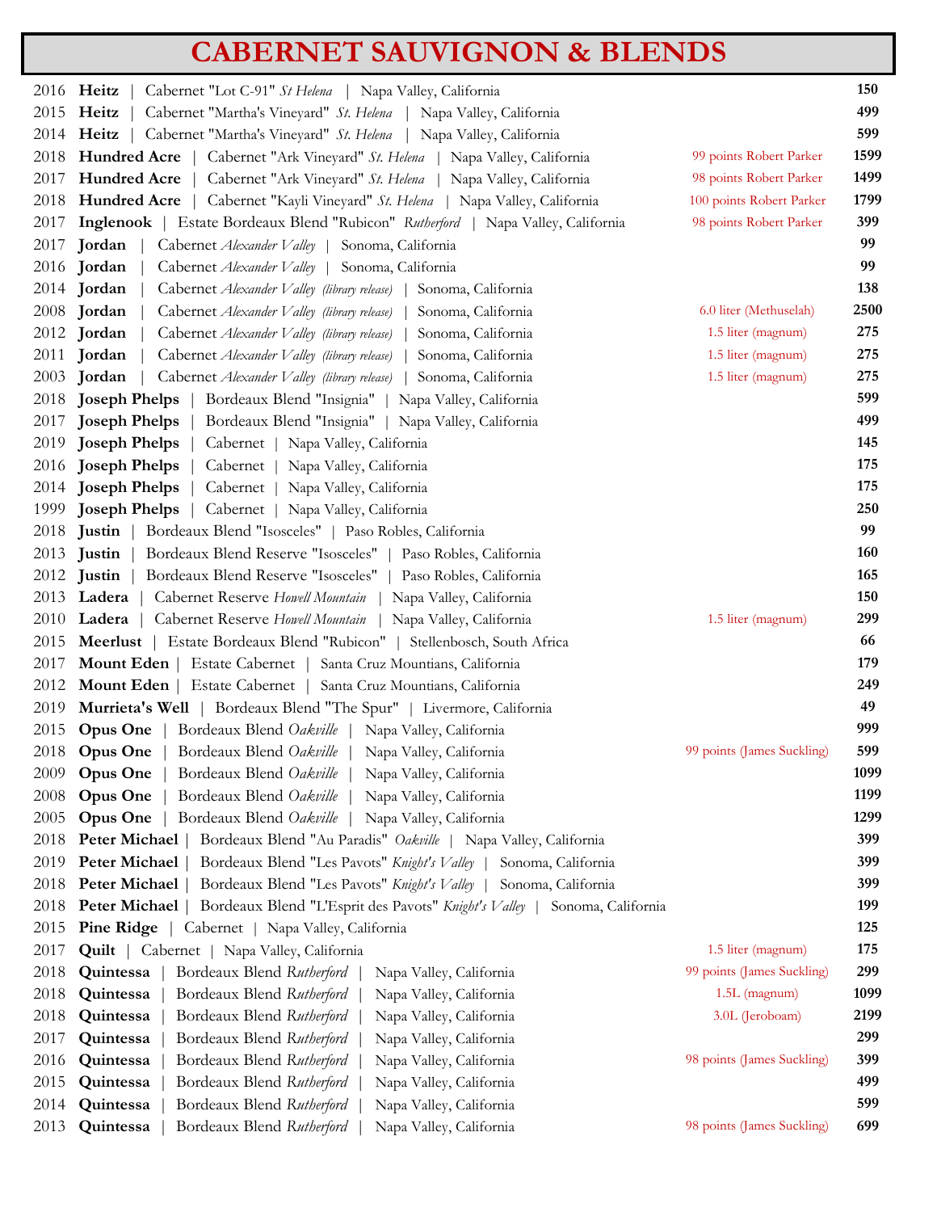# CABERNET SAUVIGNON & BLENDS

| | | | |
|---|---|---|---|
| 2016 | **Heitz** \| Cabernet "Lot C-91" *St Helena* \| Napa Valley, California | | **150** |
| 2015 | **Heitz** \| Cabernet "Martha's Vineyard" *St. Helena* \| Napa Valley, California | | **499** |
| 2014 | **Heitz** \| Cabernet "Martha's Vineyard" *St. Helena* \| Napa Valley, California | | **599** |
| 2018 | **Hundred Acre** \| Cabernet "Ark Vineyard" *St. Helena* \| Napa Valley, California | 99 points Robert Parker | **1599** |
| 2017 | **Hundred Acre** \| Cabernet "Ark Vineyard" *St. Helena* \| Napa Valley, California | 98 points Robert Parker | **1499** |
| 2018 | **Hundred Acre** \| Cabernet "Kayli Vineyard" *St. Helena* \| Napa Valley, California | 100 points Robert Parker | **1799** |
| 2017 | **Inglenook** \| Estate Bordeaux Blend "Rubicon" *Rutherford* \| Napa Valley, California | 98 points Robert Parker | **399** |
| 2017 | **Jordan** \| Cabernet *Alexander Valley* \| Sonoma, California | | **99** |
| 2016 | **Jordan** \| Cabernet *Alexander Valley* \| Sonoma, California | | **99** |
| 2014 | **Jordan** \| Cabernet *Alexander Valley (library release)* \| Sonoma, California | | **138** |
| 2008 | **Jordan** \| Cabernet *Alexander Valley (library release)* \| Sonoma, California | 6.0 liter (Methuselah) | **2500** |
| 2012 | **Jordan** \| Cabernet *Alexander Valley (library release)* \| Sonoma, California | 1.5 liter (magnum) | **275** |
| 2011 | **Jordan** \| Cabernet *Alexander Valley (library release)* \| Sonoma, California | 1.5 liter (magnum) | **275** |
| 2003 | **Jordan** \| Cabernet *Alexander Valley (library release)* \| Sonoma, California | 1.5 liter (magnum) | **275** |
| 2018 | **Joseph Phelps** \| Bordeaux Blend "Insignia" \| Napa Valley, California | | **599** |
| 2017 | **Joseph Phelps** \| Bordeaux Blend "Insignia" \| Napa Valley, California | | **499** |
| 2019 | **Joseph Phelps** \| Cabernet \| Napa Valley, California | | **145** |
| 2016 | **Joseph Phelps** \| Cabernet \| Napa Valley, California | | **175** |
| 2014 | **Joseph Phelps** \| Cabernet \| Napa Valley, California | | **175** |
| 1999 | **Joseph Phelps** \| Cabernet \| Napa Valley, California | | **250** |
| 2018 | **Justin** \| Bordeaux Blend "Isosceles" \| Paso Robles, California | | **99** |
| 2013 | **Justin** \| Bordeaux Blend Reserve "Isosceles" \| Paso Robles, California | | **160** |
| 2012 | **Justin** \| Bordeaux Blend Reserve "Isosceles" \| Paso Robles, California | | **165** |
| 2013 | **Ladera** \| Cabernet Reserve *Howell Mountain* \| Napa Valley, California | | **150** |
| 2010 | **Ladera** \| Cabernet Reserve *Howell Mountain* \| Napa Valley, California | 1.5 liter (magnum) | **299** |
| 2015 | **Meerlust** \| Estate Bordeaux Blend "Rubicon" \| Stellenbosch, South Africa | | **66** |
| 2017 | **Mount Eden** \| Estate Cabernet \| Santa Cruz Mountians, California | | **179** |
| 2012 | **Mount Eden** \| Estate Cabernet \| Santa Cruz Mountians, California | | **249** |
| 2019 | **Murrieta's Well** \| Bordeaux Blend "The Spur" \| Livermore, California | | **49** |
| 2015 | **Opus One** \| Bordeaux Blend *Oakville* \| Napa Valley, California | | **999** |
| 2018 | **Opus One** \| Bordeaux Blend *Oakville* \| Napa Valley, California | 99 points (James Suckling) | **599** |
| 2009 | **Opus One** \| Bordeaux Blend *Oakville* \| Napa Valley, California | | **1099** |
| 2008 | **Opus One** \| Bordeaux Blend *Oakville* \| Napa Valley, California | | **1199** |
| 2005 | **Opus One** \| Bordeaux Blend *Oakville* \| Napa Valley, California | | **1299** |
| 2018 | **Peter Michael** \| Bordeaux Blend "Au Paradis" *Oakville* \| Napa Valley, California | | **399** |
| 2019 | **Peter Michael** \| Bordeaux Blend "Les Pavots" *Knight's Valley* \| Sonoma, California | | **399** |
| 2018 | **Peter Michael** \| Bordeaux Blend "Les Pavots" *Knight's Valley* \| Sonoma, California | | **399** |
| 2018 | **Peter Michael** \| Bordeaux Blend "L'Esprit des Pavots" *Knight's Valley* \| Sonoma, California | | **199** |
| 2015 | **Pine Ridge** \| Cabernet \| Napa Valley, California | | **125** |
| 2017 | **Quilt** \| Cabernet \| Napa Valley, California | 1.5 liter (magnum) | **175** |
| 2018 | **Quintessa** \| Bordeaux Blend *Rutherford* \| Napa Valley, California | 99 points (James Suckling) | **299** |
| 2018 | **Quintessa** \| Bordeaux Blend *Rutherford* \| Napa Valley, California | 1.5L (magnum) | **1099** |
| 2018 | **Quintessa** \| Bordeaux Blend *Rutherford* \| Napa Valley, California | 3.0L (Jeroboam) | **2199** |
| 2017 | **Quintessa** \| Bordeaux Blend *Rutherford* \| Napa Valley, California | | **299** |
| 2016 | **Quintessa** \| Bordeaux Blend *Rutherford* \| Napa Valley, California | 98 points (James Suckling) | **399** |
| 2015 | **Quintessa** \| Bordeaux Blend *Rutherford* \| Napa Valley, California | | **499** |
| 2014 | **Quintessa** \| Bordeaux Blend *Rutherford* \| Napa Valley, California | | **599** |
| 2013 | **Quintessa** \| Bordeaux Blend *Rutherford* \| Napa Valley, California | 98 points (James Suckling) | **699** |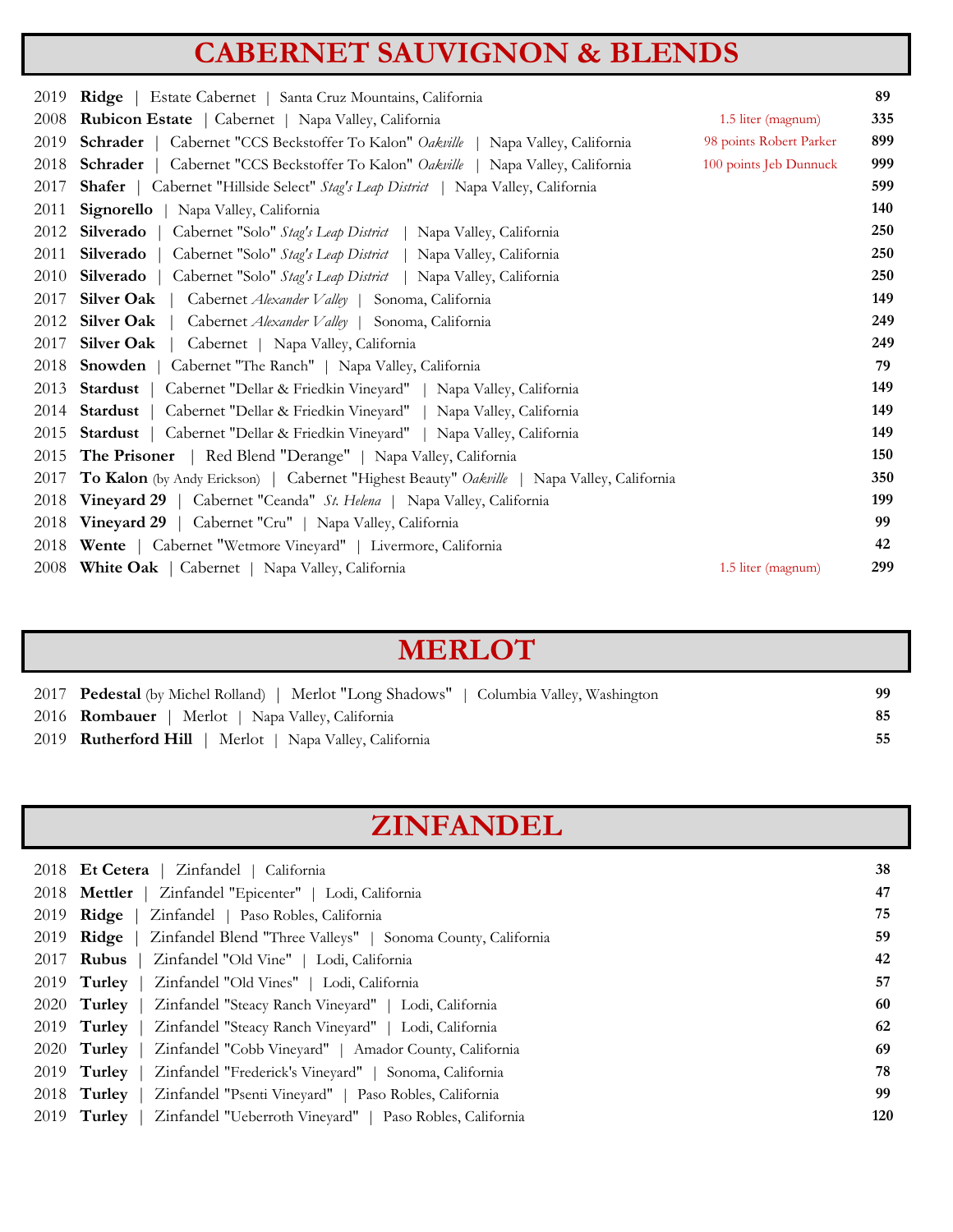# CABERNET SAUVIGNON & BLENDS

| | | | |
|---|---|---|---|
| 2019 | **Ridge** \| Estate Cabernet \| Santa Cruz Mountains, California | | 89 |
| 2008 | **Rubicon Estate** \| Cabernet \| Napa Valley, California | 1.5 liter (magnum) | 335 |
| 2019 | **Schrader** \| Cabernet "CCS Beckstoffer To Kalon" *Oakville* \| Napa Valley, California | 98 points Robert Parker | 899 |
| 2018 | **Schrader** \| Cabernet "CCS Beckstoffer To Kalon" *Oakville* \| Napa Valley, California | 100 points Jeb Dunnuck | 999 |
| 2017 | **Shafer** \| Cabernet "Hillside Select" *Stag's Leap District* \| Napa Valley, California | | 599 |
| 2011 | **Signorello** \| Napa Valley, California | | 140 |
| 2012 | **Silverado** \| Cabernet "Solo" *Stag's Leap District* \| Napa Valley, California | | 250 |
| 2011 | **Silverado** \| Cabernet "Solo" *Stag's Leap District* \| Napa Valley, California | | 250 |
| 2010 | **Silverado** \| Cabernet "Solo" *Stag's Leap District* \| Napa Valley, California | | 250 |
| 2017 | **Silver Oak** \| Cabernet *Alexander Valley* \| Sonoma, California | | 149 |
| 2012 | **Silver Oak** \| Cabernet *Alexander Valley* \| Sonoma, California | | 249 |
| 2017 | **Silver Oak** \| Cabernet \| Napa Valley, California | | 249 |
| 2018 | **Snowden** \| Cabernet "The Ranch" \| Napa Valley, California | | 79 |
| 2013 | **Stardust** \| Cabernet "Dellar & Friedkin Vineyard" \| Napa Valley, California | | 149 |
| 2014 | **Stardust** \| Cabernet "Dellar & Friedkin Vineyard" \| Napa Valley, California | | 149 |
| 2015 | **Stardust** \| Cabernet "Dellar & Friedkin Vineyard" \| Napa Valley, California | | 149 |
| 2015 | **The Prisoner** \| Red Blend "Derange" \| Napa Valley, California | | 150 |
| 2017 | **To Kalon** (by Andy Erickson) \| Cabernet "Highest Beauty" *Oakville* \| Napa Valley, California | | 350 |
| 2018 | **Vineyard 29** \| Cabernet "Ceanda" *St. Helena* \| Napa Valley, California | | 199 |
| 2018 | **Vineyard 29** \| Cabernet "Cru" \| Napa Valley, California | | 99 |
| 2018 | **Wente** \| Cabernet "Wetmore Vineyard" \| Livermore, California | | 42 |
| 2008 | **White Oak** \| Cabernet \| Napa Valley, California | 1.5 liter (magnum) | 299 |

# MERLOT

| | | |
|---|---|---|
| 2017 | **Pedestal** (by Michel Rolland) \| Merlot "Long Shadows" \| Columbia Valley, Washington | 99 |
| 2016 | **Rombauer** \| Merlot \| Napa Valley, California | 85 |
| 2019 | **Rutherford Hill** \| Merlot \| Napa Valley, California | 55 |

# ZINFANDEL

| | | |
|---|---|---|
| 2018 | **Et Cetera** \| Zinfandel \| California | 38 |
| 2018 | **Mettler** \| Zinfandel "Epicenter" \| Lodi, California | 47 |
| 2019 | **Ridge** \| Zinfandel \| Paso Robles, California | 75 |
| 2019 | **Ridge** \| Zinfandel Blend "Three Valleys" \| Sonoma County, California | 59 |
| 2017 | **Rubus** \| Zinfandel "Old Vine" \| Lodi, California | 42 |
| 2019 | **Turley** \| Zinfandel "Old Vines" \| Lodi, California | 57 |
| 2020 | **Turley** \| Zinfandel "Steacy Ranch Vineyard" \| Lodi, California | 60 |
| 2019 | **Turley** \| Zinfandel "Steacy Ranch Vineyard" \| Lodi, California | 62 |
| 2020 | **Turley** \| Zinfandel "Cobb Vineyard" \| Amador County, California | 69 |
| 2019 | **Turley** \| Zinfandel "Frederick's Vineyard" \| Sonoma, California | 78 |
| 2018 | **Turley** \| Zinfandel "Psenti Vineyard" \| Paso Robles, California | 99 |
| 2019 | **Turley** \| Zinfandel "Ueberroth Vineyard" \| Paso Robles, California | 120 |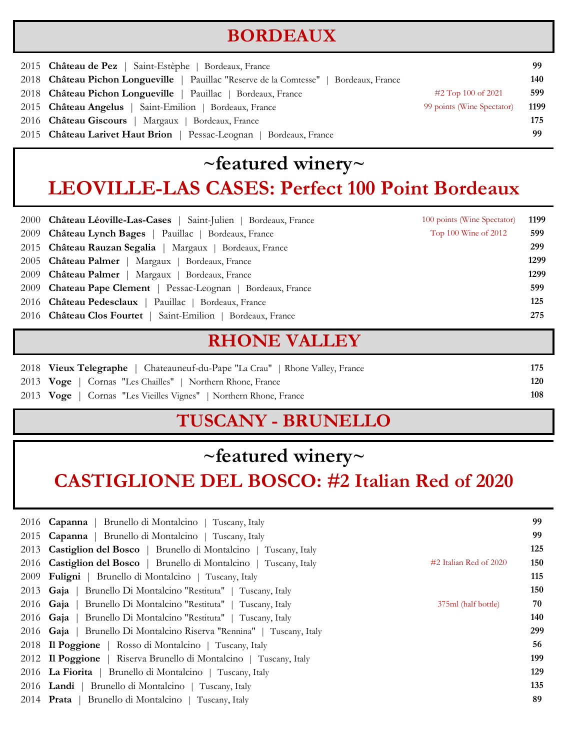# BORDEAUX

| Vintage | Wine | Note | Price |
|---|---|---|---|
| 2015 | **Château de Pez** \| Saint-Estèphe \| Bordeaux, France | | 99 |
| 2018 | **Château Pichon Longueville** \| Pauillac "Reserve de la Comtesse" \| Bordeaux, France | | 140 |
| 2018 | **Château Pichon Longueville** \| Pauillac \| Bordeaux, France | #2 Top 100 of 2021 | 599 |
| 2015 | **Château Angelus** \| Saint-Emilion \| Bordeaux, France | 99 points (Wine Spectator) | 1199 |
| 2016 | **Château Giscours** \| Margaux \| Bordeaux, France | | 175 |
| 2015 | **Château Larivet Haut Brion** \| Pessac-Leognan \| Bordeaux, France | | 99 |

## ~featured winery~

## LEOVILLE-LAS CASES: Perfect 100 Point Bordeaux

| Vintage | Wine | Note | Price |
|---|---|---|---|
| 2000 | **Château Léoville-Las-Cases** \| Saint-Julien \| Bordeaux, France | 100 points (Wine Spectator) | 1199 |
| 2009 | **Château Lynch Bages** \| Pauillac \| Bordeaux, France | Top 100 Wine of 2012 | 599 |
| 2015 | **Château Rauzan Segalia** \| Margaux \| Bordeaux, France | | 299 |
| 2005 | **Château Palmer** \| Margaux \| Bordeaux, France | | 1299 |
| 2009 | **Château Palmer** \| Margaux \| Bordeaux, France | | 1299 |
| 2009 | **Chateau Pape Clement** \| Pessac-Leognan \| Bordeaux, France | | 599 |
| 2016 | **Château Pedesclaux** \| Pauillac \| Bordeaux, France | | 125 |
| 2016 | **Château Clos Fourtet** \| Saint-Emilion \| Bordeaux, France | | 275 |

# RHONE VALLEY

| Vintage | Wine | Price |
|---|---|---|
| 2018 | **Vieux Telegraphe** \| Chateauneuf-du-Pape "La Crau" \| Rhone Valley, France | 175 |
| 2013 | **Voge** \| Cornas "Les Chailles" \| Northern Rhone, France | 120 |
| 2013 | **Voge** \| Cornas "Les Vieilles Vignes" \| Northern Rhone, France | 108 |

# TUSCANY - BRUNELLO

## ~featured winery~

## CASTIGLIONE DEL BOSCO: #2 Italian Red of 2020

| Vintage | Wine | Note | Price |
|---|---|---|---|
| 2016 | **Capanna** \| Brunello di Montalcino \| Tuscany, Italy | | 99 |
| 2015 | **Capanna** \| Brunello di Montalcino \| Tuscany, Italy | | 99 |
| 2013 | **Castiglion del Bosco** \| Brunello di Montalcino \| Tuscany, Italy | | 125 |
| 2016 | **Castiglion del Bosco** \| Brunello di Montalcino \| Tuscany, Italy | #2 Italian Red of 2020 | 150 |
| 2009 | **Fuligni** \| Brunello di Montalcino \| Tuscany, Italy | | 115 |
| 2013 | **Gaja** \| Brunello Di Montalcino "Restituta" \| Tuscany, Italy | | 150 |
| 2016 | **Gaja** \| Brunello Di Montalcino "Restituta" \| Tuscany, Italy | 375ml (half bottle) | 70 |
| 2016 | **Gaja** \| Brunello Di Montalcino "Restituta" \| Tuscany, Italy | | 140 |
| 2016 | **Gaja** \| Brunello Di Montalcino Riserva "Rennina" \| Tuscany, Italy | | 299 |
| 2018 | **Il Poggione** \| Rosso di Montalcino \| Tuscany, Italy | | 56 |
| 2012 | **Il Poggione** \| Riserva Brunello di Montalcino \| Tuscany, Italy | | 199 |
| 2016 | **La Fiorita** \| Brunello di Montalcino \| Tuscany, Italy | | 129 |
| 2016 | **Landi** \| Brunello di Montalcino \| Tuscany, Italy | | 135 |
| 2014 | **Prata** \| Brunello di Montalcino \| Tuscany, Italy | | 89 |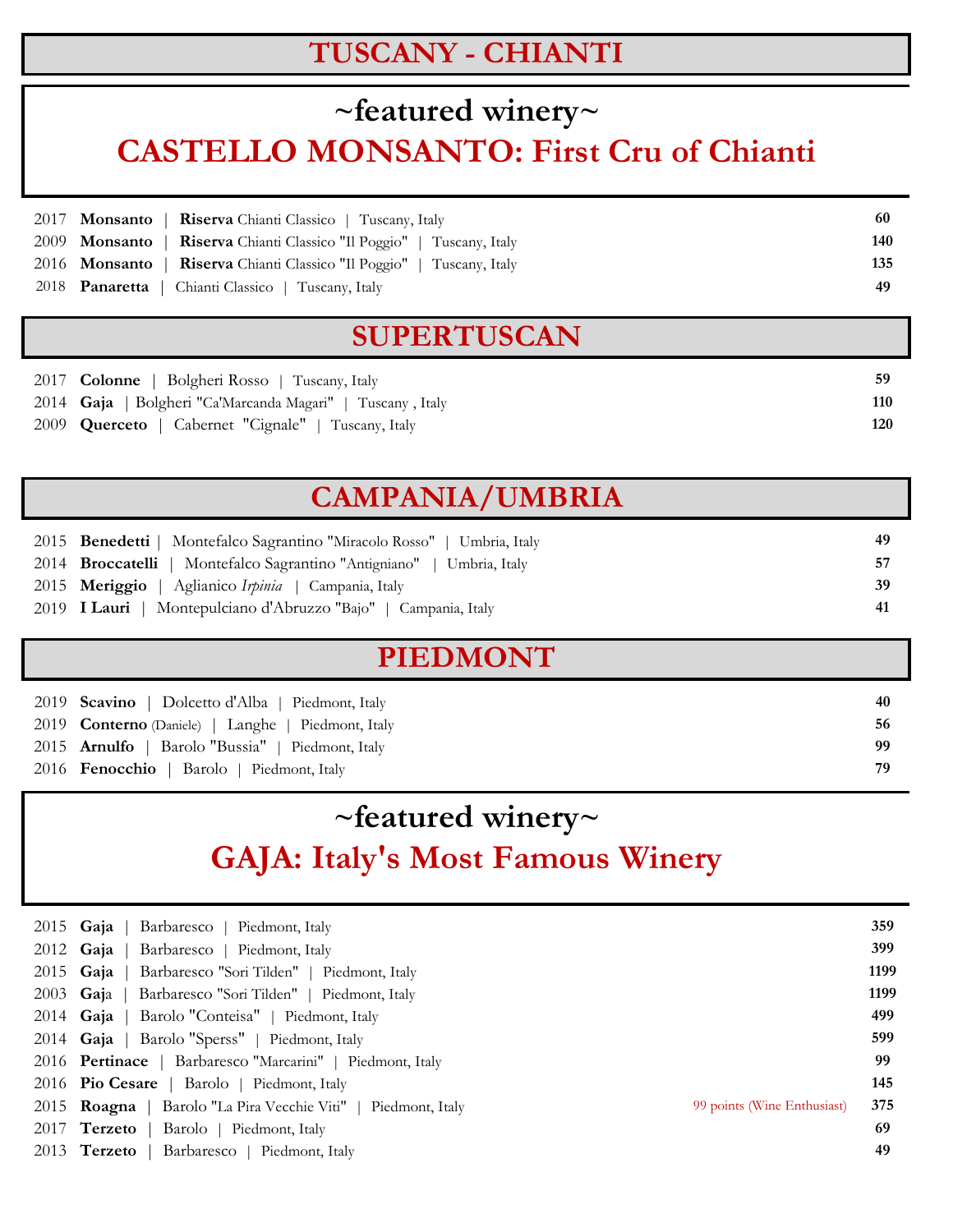# TUSCANY - CHIANTI

## ~featured winery~

## CASTELLO MONSANTO: First Cru of Chianti

| | | |
|---|---|---|
| 2017 | **Monsanto** \| **Riserva** Chianti Classico \| Tuscany, Italy | **60** |
| 2009 | **Monsanto** \| **Riserva** Chianti Classico "Il Poggio" \| Tuscany, Italy | **140** |
| 2016 | **Monsanto** \| **Riserva** Chianti Classico "Il Poggio" \| Tuscany, Italy | **135** |
| 2018 | **Panaretta** \| Chianti Classico \| Tuscany, Italy | **49** |

# SUPERTUSCAN

| | | |
|---|---|---|
| 2017 | **Colonne** \| Bolgheri Rosso \| Tuscany, Italy | **59** |
| 2014 | **Gaja** \| Bolgheri "Ca'Marcanda Magari" \| Tuscany , Italy | **110** |
| 2009 | **Querceto** \| Cabernet "Cignale" \| Tuscany, Italy | **120** |

# CAMPANIA/UMBRIA

| | | |
|---|---|---|
| 2015 | **Benedetti** \| Montefalco Sagrantino "Miracolo Rosso" \| Umbria, Italy | **49** |
| 2014 | **Broccatelli** \| Montefalco Sagrantino "Antigniano" \| Umbria, Italy | **57** |
| 2015 | **Meriggio** \| Aglianico *Irpinia* \| Campania, Italy | **39** |
| 2019 | **I Lauri** \| Montepulciano d'Abruzzo "Bajo" \| Campania, Italy | **41** |

# PIEDMONT

| | | |
|---|---|---|
| 2019 | **Scavino** \| Dolcetto d'Alba \| Piedmont, Italy | **40** |
| 2019 | **Conterno** (Daniele) \| Langhe \| Piedmont, Italy | **56** |
| 2015 | **Arnulfo** \| Barolo "Bussia" \| Piedmont, Italy | **99** |
| 2016 | **Fenocchio** \| Barolo \| Piedmont, Italy | **79** |

## ~featured winery~

## GAJA: Italy's Most Famous Winery

| | | | |
|---|---|---|---|
| 2015 | **Gaja** \| Barbaresco \| Piedmont, Italy | | **359** |
| 2012 | **Gaja** \| Barbaresco \| Piedmont, Italy | | **399** |
| 2015 | **Gaja** \| Barbaresco "Sori Tilden" \| Piedmont, Italy | | **1199** |
| 2003 | **Gaja** \| Barbaresco "Sori Tilden" \| Piedmont, Italy | | **1199** |
| 2014 | **Gaja** \| Barolo "Conteisa" \| Piedmont, Italy | | **499** |
| 2014 | **Gaja** \| Barolo "Sperss" \| Piedmont, Italy | | **599** |
| 2016 | **Pertinace** \| Barbaresco "Marcarini" \| Piedmont, Italy | | **99** |
| 2016 | **Pio Cesare** \| Barolo \| Piedmont, Italy | | **145** |
| 2015 | **Roagna** \| Barolo "La Pira Vecchie Viti" \| Piedmont, Italy | 99 points (Wine Enthusiast) | **375** |
| 2017 | **Terzeto** \| Barolo \| Piedmont, Italy | | **69** |
| 2013 | **Terzeto** \| Barbaresco \| Piedmont, Italy | | **49** |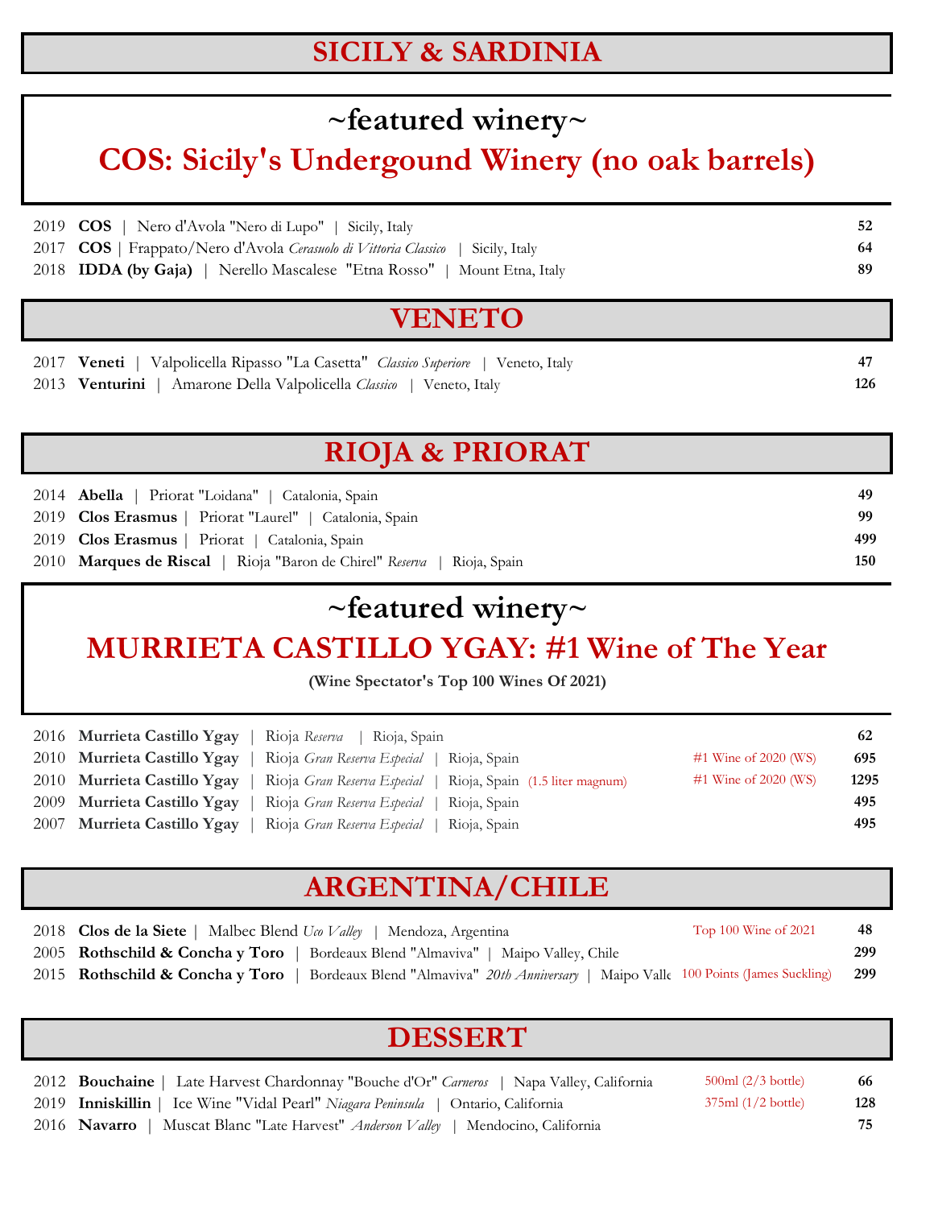# SICILY & SARDINIA

## ~featured winery~

## COS: Sicily's Undergound Winery (no oak barrels)

| | | |
|---|---|---|
| 2019 | **COS** \| Nero d'Avola "Nero di Lupo" \| Sicily, Italy | **52** |
| 2017 | **COS** \| Frappato/Nero d'Avola *Cerasuolo di Vittoria Classico* \| Sicily, Italy | **64** |
| 2018 | **IDDA (by Gaja)** \| Nerello Mascalese "Etna Rosso" \| Mount Etna, Italy | **89** |

# VENETO

| | | |
|---|---|---|
| 2017 | **Veneti** \| Valpolicella Ripasso "La Casetta" *Classico Superiore* \| Veneto, Italy | **47** |
| 2013 | **Venturini** \| Amarone Della Valpolicella *Classico* \| Veneto, Italy | **126** |

# RIOJA & PRIORAT

| | | |
|---|---|---|
| 2014 | **Abella** \| Priorat "Loidana" \| Catalonia, Spain | **49** |
| 2019 | **Clos Erasmus** \| Priorat "Laurel" \| Catalonia, Spain | **99** |
| 2019 | **Clos Erasmus** \| Priorat \| Catalonia, Spain | **499** |
| 2010 | **Marques de Riscal** \| Rioja "Baron de Chirel" *Reserva* \| Rioja, Spain | **150** |

## ~featured winery~

## MURRIETA CASTILLO YGAY: #1 Wine of The Year

**(Wine Spectator's Top 100 Wines Of 2021)**

| | | | |
|---|---|---|---|
| 2016 | **Murrieta Castillo Ygay** \| Rioja *Reserva* \| Rioja, Spain | | **62** |
| 2010 | **Murrieta Castillo Ygay** \| Rioja *Gran Reserva Especial* \| Rioja, Spain | #1 Wine of 2020 (WS) | **695** |
| 2010 | **Murrieta Castillo Ygay** \| Rioja *Gran Reserva Especial* \| Rioja, Spain (1.5 liter magnum) | #1 Wine of 2020 (WS) | **1295** |
| 2009 | **Murrieta Castillo Ygay** \| Rioja *Gran Reserva Especial* \| Rioja, Spain | | **495** |
| 2007 | **Murrieta Castillo Ygay** \| Rioja *Gran Reserva Especial* \| Rioja, Spain | | **495** |

# ARGENTINA/CHILE

| | | | |
|---|---|---|---|
| 2018 | **Clos de la Siete** \| Malbec Blend *Uco Valley* \| Mendoza, Argentina | Top 100 Wine of 2021 | **48** |
| 2005 | **Rothschild & Concha y Toro** \| Bordeaux Blend "Almaviva" \| Maipo Valley, Chile | | **299** |
| 2015 | **Rothschild & Concha y Toro** \| Bordeaux Blend "Almaviva" *20th Anniversary* \| Maipo Valle | 100 Points (James Suckling) | **299** |

# DESSERT

| | | | |
|---|---|---|---|
| 2012 | **Bouchaine** \| Late Harvest Chardonnay "Bouche d'Or" *Carneros* \| Napa Valley, California | 500ml (2/3 bottle) | **66** |
| 2019 | **Inniskillin** \| Ice Wine "Vidal Pearl" *Niagara Peninsula* \| Ontario, California | 375ml (1/2 bottle) | **128** |
| 2016 | **Navarro** \| Muscat Blanc "Late Harvest" *Anderson Valley* \| Mendocino, California | | **75** |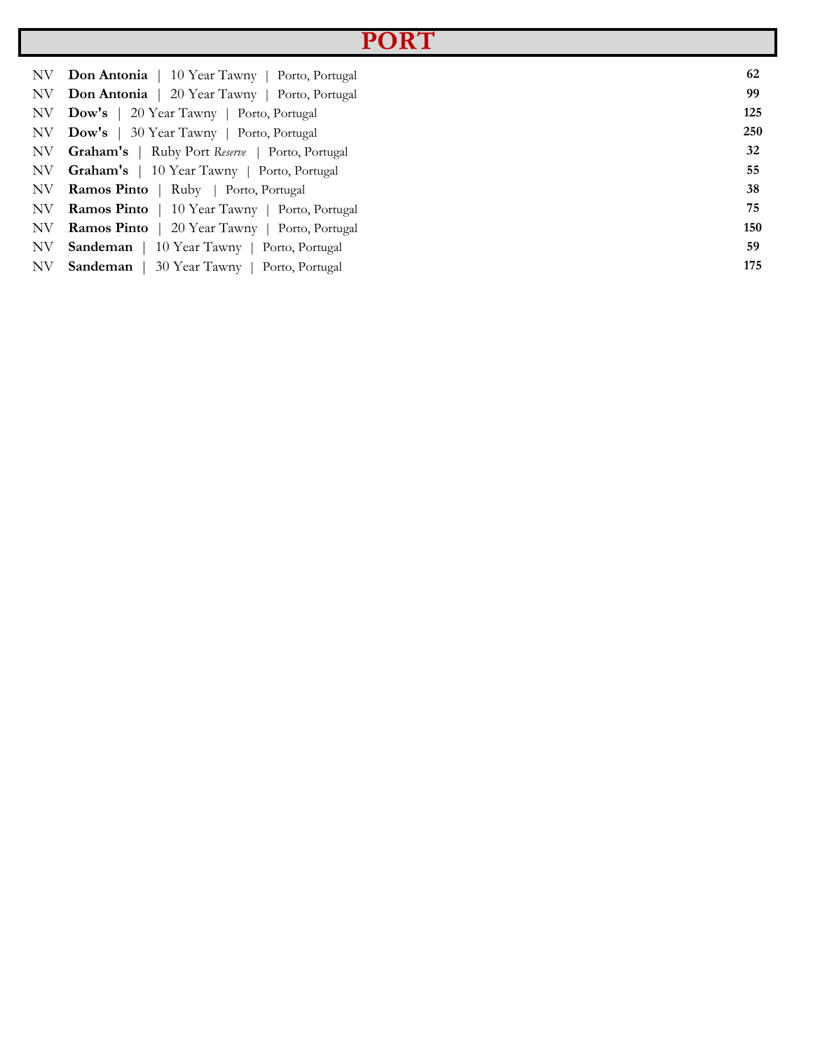# PORT

| | | |
|---|---|---|
| NV | **Don Antonia** \| 10 Year Tawny \| Porto, Portugal | **62** |
| NV | **Don Antonia** \| 20 Year Tawny \| Porto, Portugal | **99** |
| NV | **Dow's** \| 20 Year Tawny \| Porto, Portugal | **125** |
| NV | **Dow's** \| 30 Year Tawny \| Porto, Portugal | **250** |
| NV | **Graham's** \| Ruby Port *Reserve* \| Porto, Portugal | **32** |
| NV | **Graham's** \| 10 Year Tawny \| Porto, Portugal | **55** |
| NV | **Ramos Pinto** \| Ruby \| Porto, Portugal | **38** |
| NV | **Ramos Pinto** \| 10 Year Tawny \| Porto, Portugal | **75** |
| NV | **Ramos Pinto** \| 20 Year Tawny \| Porto, Portugal | **150** |
| NV | **Sandeman** \| 10 Year Tawny \| Porto, Portugal | **59** |
| NV | **Sandeman** \| 30 Year Tawny \| Porto, Portugal | **175** |